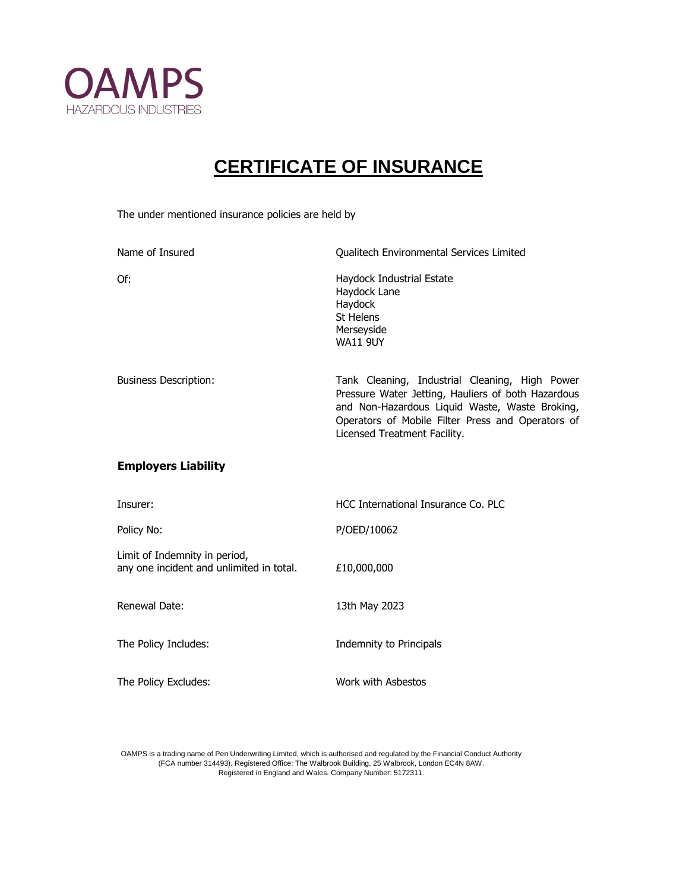OAMPS

HAZARDOUS INDUSTRIES

# CERTIFICATE OF INSURANCE

The under mentioned insurance policies are held by

| | |
|---|---|
| Name of Insured | Qualitech Environmental Services Limited |
| Of: | Haydock Industrial Estate<br>Haydock Lane<br>Haydock<br>St Helens<br>Merseyside<br>WA11 9UY |
| Business Description: | Tank Cleaning, Industrial Cleaning, High Power Pressure Water Jetting, Hauliers of both Hazardous and Non-Hazardous Liquid Waste, Waste Broking, Operators of Mobile Filter Press and Operators of Licensed Treatment Facility. |

## Employers Liability

| | |
|---|---|
| Insurer: | HCC International Insurance Co. PLC |
| Policy No: | P/OED/10062 |
| Limit of Indemnity in period, any one incident and unlimited in total. | £10,000,000 |
| Renewal Date: | 13th May 2023 |
| The Policy Includes: | Indemnity to Principals |
| The Policy Excludes: | Work with Asbestos |

OAMPS is a trading name of Pen Underwriting Limited, which is authorised and regulated by the Financial Conduct Authority (FCA number 314493). Registered Office: The Walbrook Building, 25 Walbrook, London EC4N 8AW. Registered in England and Wales. Company Number: 5172311.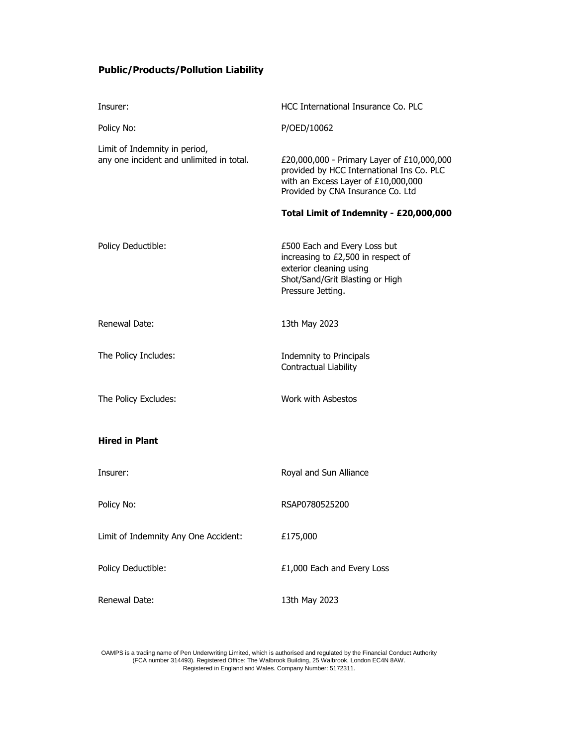### Public/Products/Pollution Liability

| | |
|---|---|
| Insurer: | HCC International Insurance Co. PLC |
| Policy No: | P/OED/10062 |
| Limit of Indemnity in period, any one incident and unlimited in total. | £20,000,000 - Primary Layer of £10,000,000 provided by HCC International Ins Co. PLC with an Excess Layer of £10,000,000 Provided by CNA Insurance Co. Ltd<br><br>**Total Limit of Indemnity - £20,000,000** |
| Policy Deductible: | £500 Each and Every Loss but increasing to £2,500 in respect of exterior cleaning using Shot/Sand/Grit Blasting or High Pressure Jetting. |
| Renewal Date: | 13th May 2023 |
| The Policy Includes: | Indemnity to Principals<br>Contractual Liability |
| The Policy Excludes: | Work with Asbestos |

### Hired in Plant

| | |
|---|---|
| Insurer: | Royal and Sun Alliance |
| Policy No: | RSAP0780525200 |
| Limit of Indemnity Any One Accident: | £175,000 |
| Policy Deductible: | £1,000 Each and Every Loss |
| Renewal Date: | 13th May 2023 |

OAMPS is a trading name of Pen Underwriting Limited, which is authorised and regulated by the Financial Conduct Authority (FCA number 314493). Registered Office: The Walbrook Building, 25 Walbrook, London EC4N 8AW. Registered in England and Wales. Company Number: 5172311.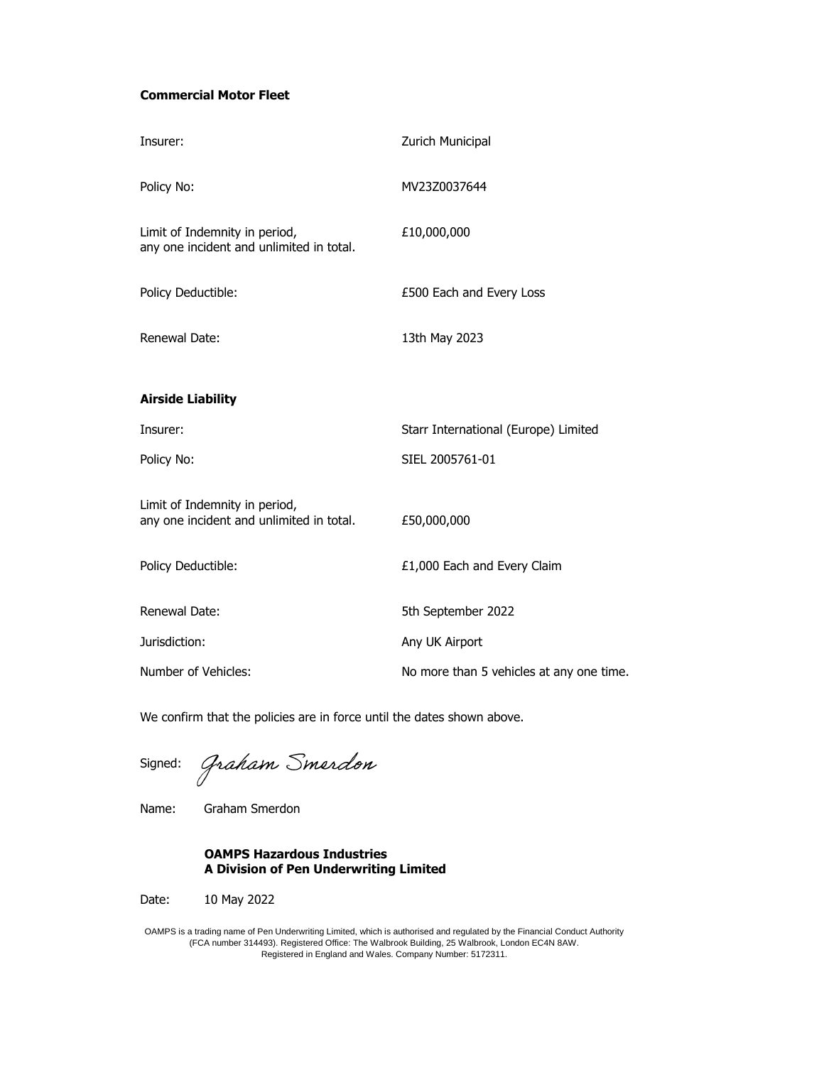**Commercial Motor Fleet**

| | |
|---|---|
| Insurer: | Zurich Municipal |
| Policy No: | MV23Z0037644 |
| Limit of Indemnity in period, any one incident and unlimited in total. | £10,000,000 |
| Policy Deductible: | £500 Each and Every Loss |
| Renewal Date: | 13th May 2023 |

**Airside Liability**

| | |
|---|---|
| Insurer: | Starr International (Europe) Limited |
| Policy No: | SIEL 2005761-01 |
| Limit of Indemnity in period, any one incident and unlimited in total. | £50,000,000 |
| Policy Deductible: | £1,000 Each and Every Claim |
| Renewal Date: | 5th September 2022 |
| Jurisdiction: | Any UK Airport |
| Number of Vehicles: | No more than 5 vehicles at any one time. |

We confirm that the policies are in force until the dates shown above.

Signed: Graham Smerdon

Name: Graham Smerdon

**OAMPS Hazardous Industries**
**A Division of Pen Underwriting Limited**

Date: 10 May 2022

OAMPS is a trading name of Pen Underwriting Limited, which is authorised and regulated by the Financial Conduct Authority (FCA number 314493). Registered Office: The Walbrook Building, 25 Walbrook, London EC4N 8AW. Registered in England and Wales. Company Number: 5172311.